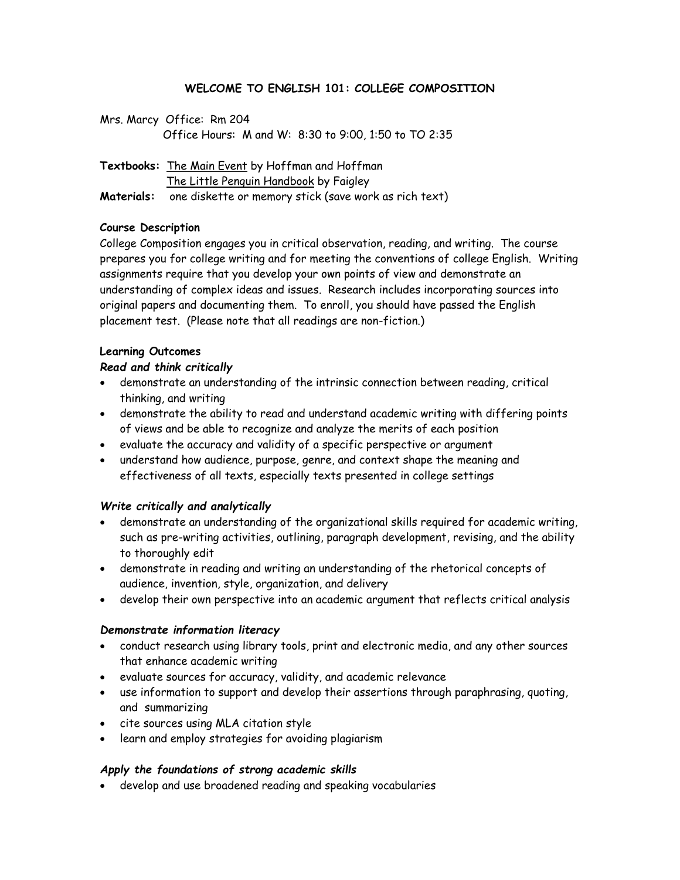# WELCOME TO ENGLISH 101: COLLEGE COMPOSITION

Mrs. Marcy Office: Rm 204
Office Hours: M and W: 8:30 to 9:00, 1:50 to TO 2:35

**Textbooks:** The Main Event by Hoffman and Hoffman
The Little Penguin Handbook by Faigley
**Materials:** one diskette or memory stick (save work as rich text)

**Course Description**

College Composition engages you in critical observation, reading, and writing. The course prepares you for college writing and for meeting the conventions of college English. Writing assignments require that you develop your own points of view and demonstrate an understanding of complex ideas and issues. Research includes incorporating sources into original papers and documenting them. To enroll, you should have passed the English placement test. (Please note that all readings are non-fiction.)

**Learning Outcomes**

***Read and think critically***

- demonstrate an understanding of the intrinsic connection between reading, critical thinking, and writing
- demonstrate the ability to read and understand academic writing with differing points of views and be able to recognize and analyze the merits of each position
- evaluate the accuracy and validity of a specific perspective or argument
- understand how audience, purpose, genre, and context shape the meaning and effectiveness of all texts, especially texts presented in college settings

***Write critically and analytically***

- demonstrate an understanding of the organizational skills required for academic writing, such as pre-writing activities, outlining, paragraph development, revising, and the ability to thoroughly edit
- demonstrate in reading and writing an understanding of the rhetorical concepts of audience, invention, style, organization, and delivery
- develop their own perspective into an academic argument that reflects critical analysis

***Demonstrate information literacy***

- conduct research using library tools, print and electronic media, and any other sources that enhance academic writing
- evaluate sources for accuracy, validity, and academic relevance
- use information to support and develop their assertions through paraphrasing, quoting, and summarizing
- cite sources using MLA citation style
- learn and employ strategies for avoiding plagiarism

***Apply the foundations of strong academic skills***

- develop and use broadened reading and speaking vocabularies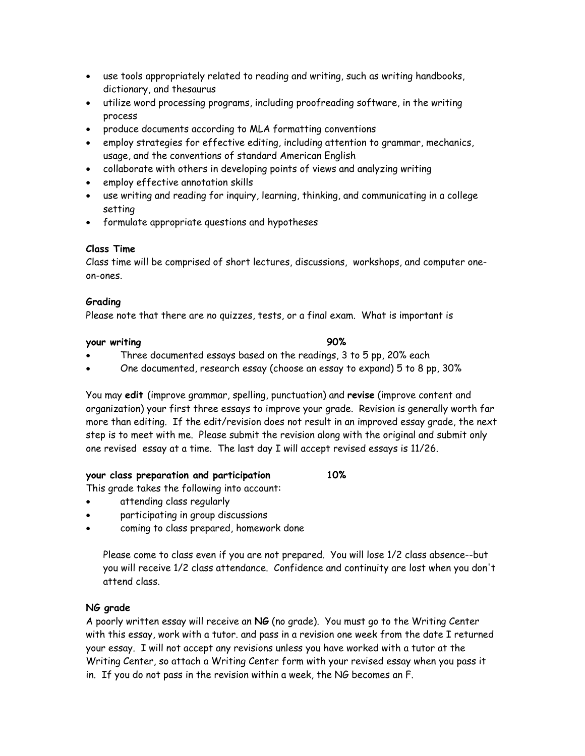- use tools appropriately related to reading and writing, such as writing handbooks, dictionary, and thesaurus
- utilize word processing programs, including proofreading software, in the writing process
- produce documents according to MLA formatting conventions
- employ strategies for effective editing, including attention to grammar, mechanics, usage, and the conventions of standard American English
- collaborate with others in developing points of views and analyzing writing
- employ effective annotation skills
- use writing and reading for inquiry, learning, thinking, and communicating in a college setting
- formulate appropriate questions and hypotheses

**Class Time**

Class time will be comprised of short lectures, discussions, workshops, and computer one-on-ones.

**Grading**

Please note that there are no quizzes, tests, or a final exam. What is important is

**your writing** **90%**

- Three documented essays based on the readings, 3 to 5 pp, 20% each
- One documented, research essay (choose an essay to expand) 5 to 8 pp, 30%

You may **edit** (improve grammar, spelling, punctuation) and **revise** (improve content and organization) your first three essays to improve your grade. Revision is generally worth far more than editing. If the edit/revision does not result in an improved essay grade, the next step is to meet with me. Please submit the revision along with the original and submit only one revised essay at a time. The last day I will accept revised essays is 11/26.

**your class preparation and participation** **10%**

This grade takes the following into account:

- attending class regularly
- participating in group discussions
- coming to class prepared, homework done

Please come to class even if you are not prepared. You will lose 1/2 class absence--but you will receive 1/2 class attendance. Confidence and continuity are lost when you don't attend class.

**NG grade**

A poorly written essay will receive an **NG** (no grade). You must go to the Writing Center with this essay, work with a tutor. and pass in a revision one week from the date I returned your essay. I will not accept any revisions unless you have worked with a tutor at the Writing Center, so attach a Writing Center form with your revised essay when you pass it in. If you do not pass in the revision within a week, the NG becomes an F.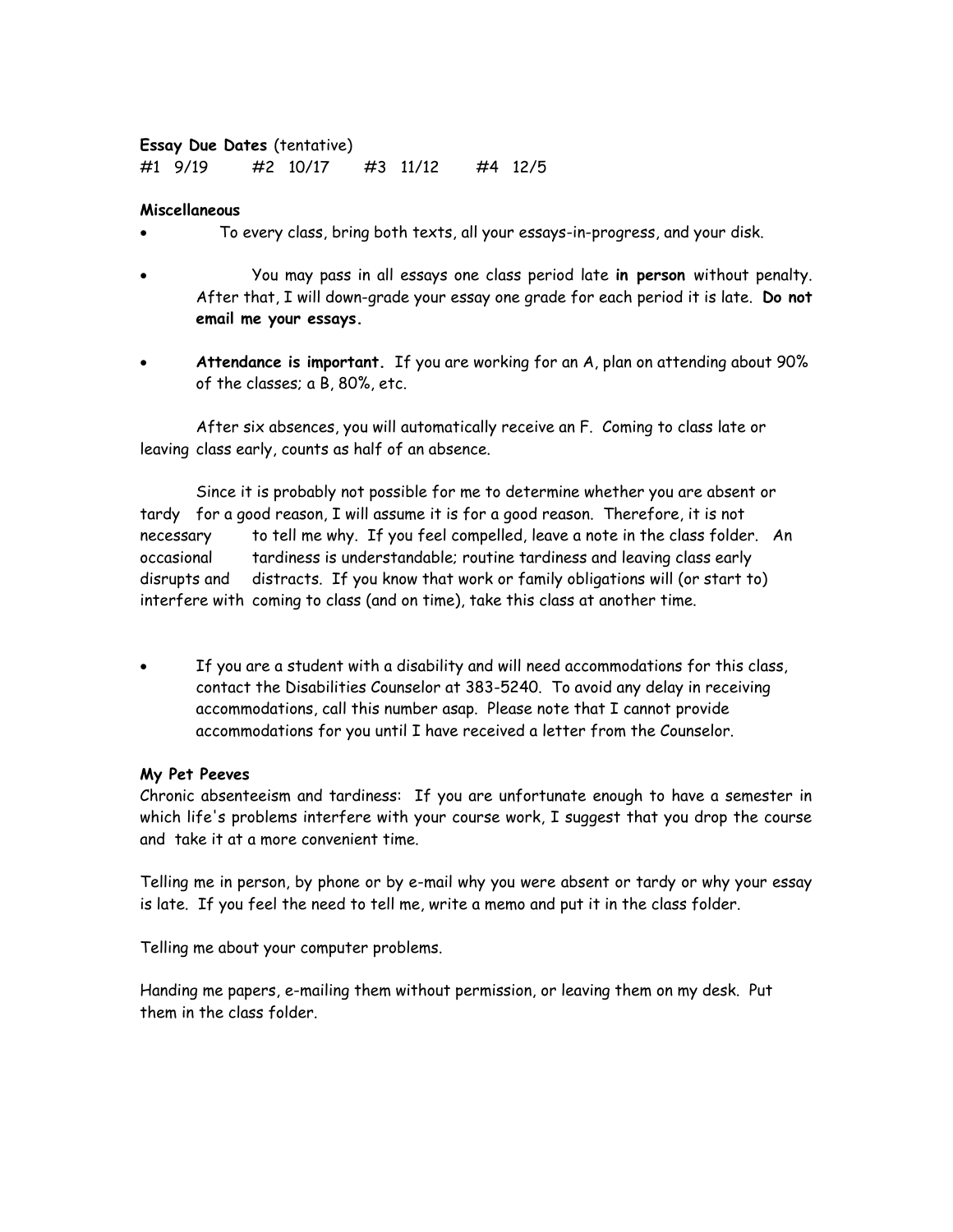**Essay Due Dates** (tentative)

#1 9/19 #2 10/17 #3 11/12 #4 12/5

**Miscellaneous**

- To every class, bring both texts, all your essays-in-progress, and your disk.
- You may pass in all essays one class period late **in person** without penalty. After that, I will down-grade your essay one grade for each period it is late. **Do not email me your essays.**
- **Attendance is important.** If you are working for an A, plan on attending about 90% of the classes; a B, 80%, etc.

  After six absences, you will automatically receive an F. Coming to class late or leaving class early, counts as half of an absence.

  Since it is probably not possible for me to determine whether you are absent or tardy for a good reason, I will assume it is for a good reason. Therefore, it is not necessary to tell me why. If you feel compelled, leave a note in the class folder. An occasional tardiness is understandable; routine tardiness and leaving class early disrupts and distracts. If you know that work or family obligations will (or start to) interfere with coming to class (and on time), take this class at another time.

- If you are a student with a disability and will need accommodations for this class, contact the Disabilities Counselor at 383-5240. To avoid any delay in receiving accommodations, call this number asap. Please note that I cannot provide accommodations for you until I have received a letter from the Counselor.

**My Pet Peeves**

Chronic absenteeism and tardiness: If you are unfortunate enough to have a semester in which life's problems interfere with your course work, I suggest that you drop the course and take it at a more convenient time.

Telling me in person, by phone or by e-mail why you were absent or tardy or why your essay is late. If you feel the need to tell me, write a memo and put it in the class folder.

Telling me about your computer problems.

Handing me papers, e-mailing them without permission, or leaving them on my desk. Put them in the class folder.